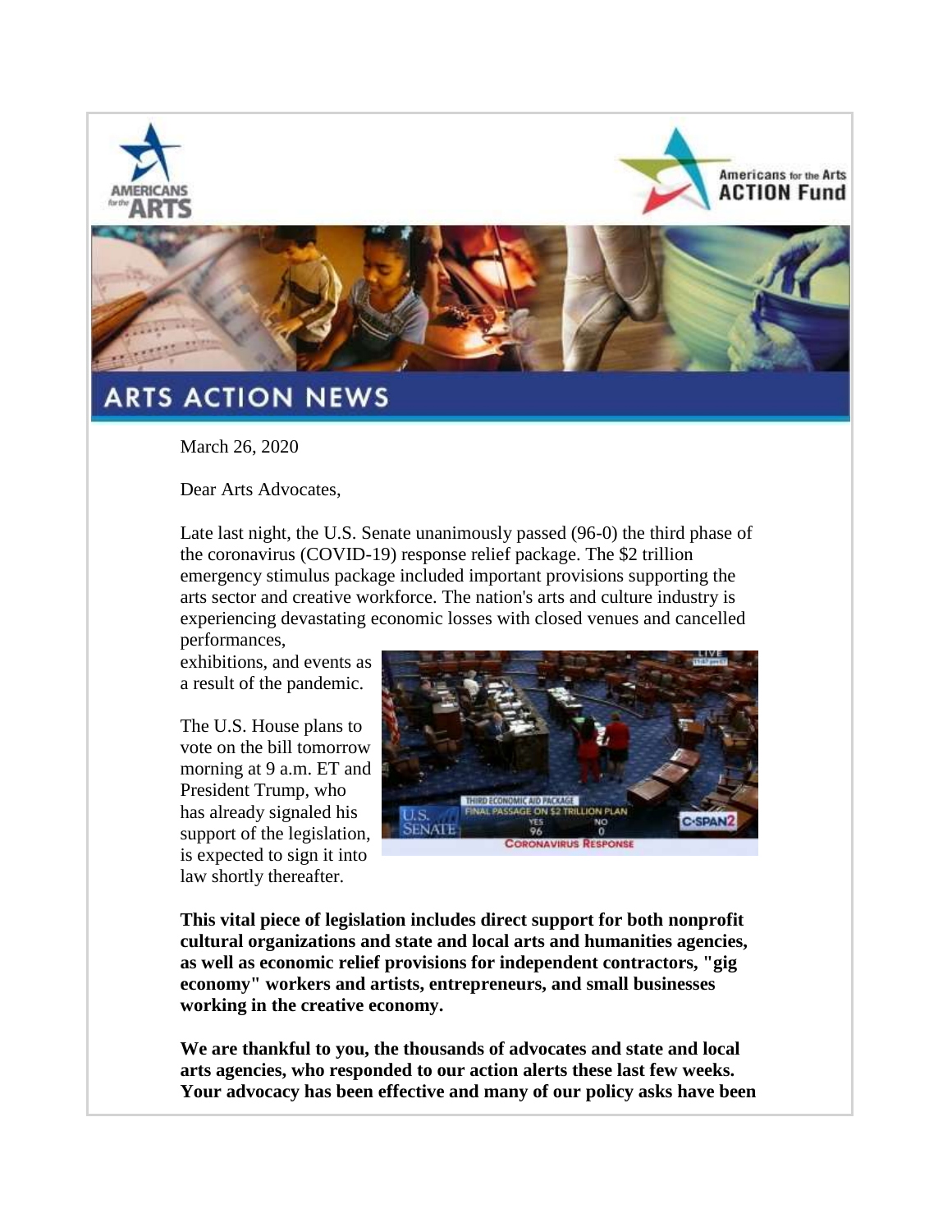# ARTS ACTION NEWS

March 26, 2020

Dear Arts Advocates,

Late last night, the U.S. Senate unanimously passed (96-0) the third phase of the coronavirus (COVID-19) response relief package. The $2 trillion emergency stimulus package included important provisions supporting the arts sector and creative workforce. The nation's arts and culture industry is experiencing devastating economic losses with closed venues and cancelled performances, exhibitions, and events as a result of the pandemic.

The U.S. House plans to vote on the bill tomorrow morning at 9 a.m. ET and President Trump, who has already signaled his support of the legislation, is expected to sign it into law shortly thereafter.

**This vital piece of legislation includes direct support for both nonprofit cultural organizations and state and local arts and humanities agencies, as well as economic relief provisions for independent contractors, "gig economy" workers and artists, entrepreneurs, and small businesses working in the creative economy.**

**We are thankful to you, the thousands of advocates and state and local arts agencies, who responded to our action alerts these last few weeks. Your advocacy has been effective and many of our policy asks have been**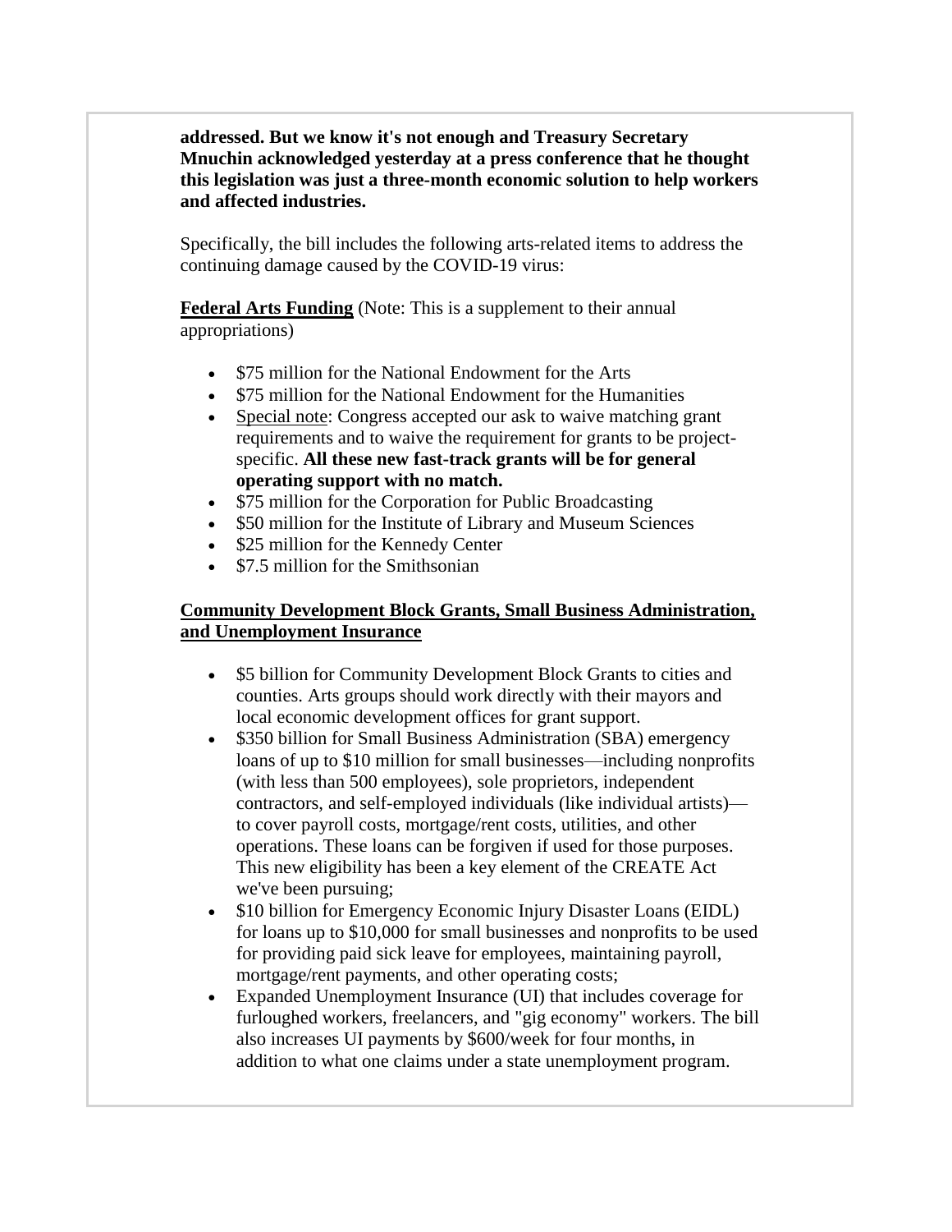**addressed. But we know it's not enough and Treasury Secretary Mnuchin acknowledged yesterday at a press conference that he thought this legislation was just a three-month economic solution to help workers and affected industries.**

Specifically, the bill includes the following arts-related items to address the continuing damage caused by the COVID-19 virus:

**Federal Arts Funding** (Note: This is a supplement to their annual appropriations)

- $75 million for the National Endowment for the Arts
- $75 million for the National Endowment for the Humanities
- Special note: Congress accepted our ask to waive matching grant requirements and to waive the requirement for grants to be project-specific. **All these new fast-track grants will be for general operating support with no match.**
- $75 million for the Corporation for Public Broadcasting
- $50 million for the Institute of Library and Museum Sciences
- $25 million for the Kennedy Center
- $7.5 million for the Smithsonian

**Community Development Block Grants, Small Business Administration, and Unemployment Insurance**

- $5 billion for Community Development Block Grants to cities and counties. Arts groups should work directly with their mayors and local economic development offices for grant support.
- $350 billion for Small Business Administration (SBA) emergency loans of up to $10 million for small businesses—including nonprofits (with less than 500 employees), sole proprietors, independent contractors, and self-employed individuals (like individual artists)—to cover payroll costs, mortgage/rent costs, utilities, and other operations. These loans can be forgiven if used for those purposes. This new eligibility has been a key element of the CREATE Act we've been pursuing;
- $10 billion for Emergency Economic Injury Disaster Loans (EIDL) for loans up to $10,000 for small businesses and nonprofits to be used for providing paid sick leave for employees, maintaining payroll, mortgage/rent payments, and other operating costs;
- Expanded Unemployment Insurance (UI) that includes coverage for furloughed workers, freelancers, and "gig economy" workers. The bill also increases UI payments by $600/week for four months, in addition to what one claims under a state unemployment program.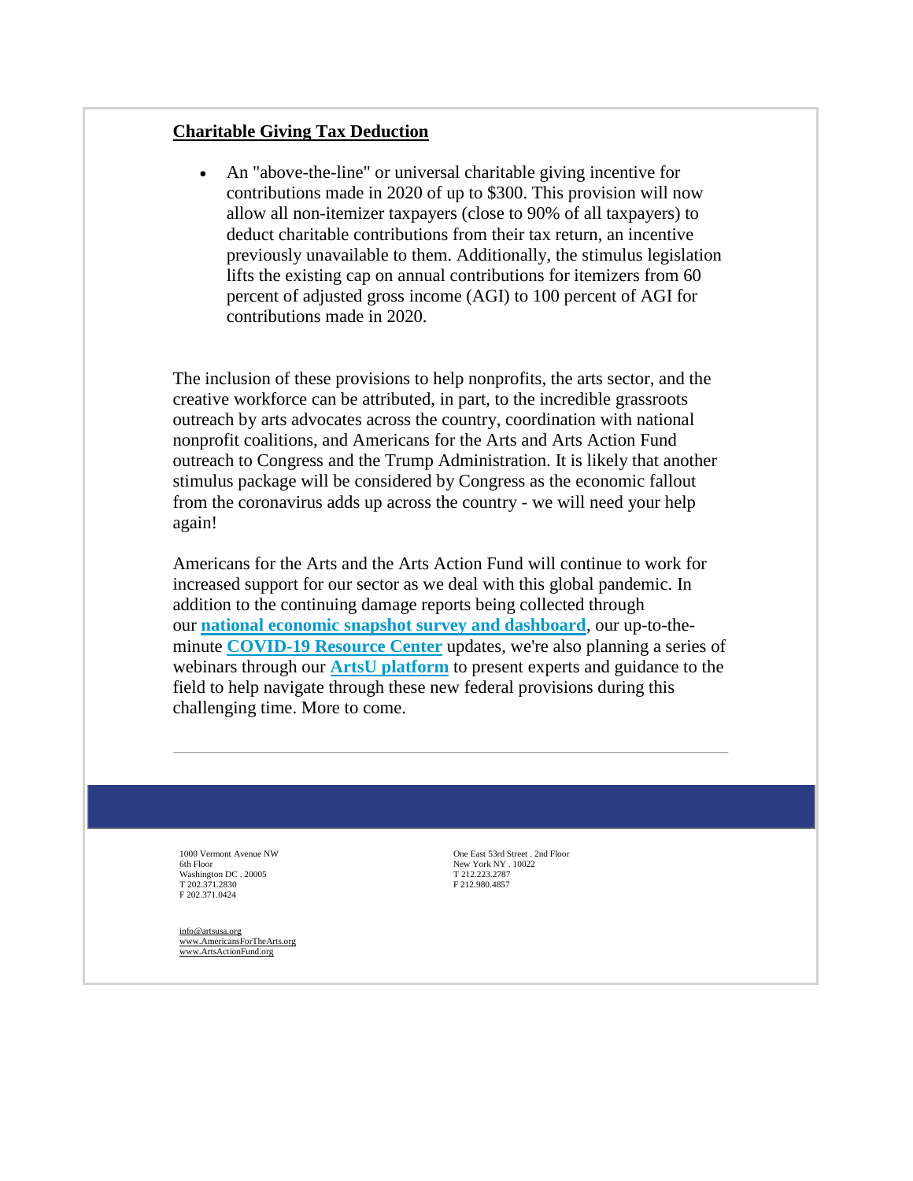**Charitable Giving Tax Deduction**

- An "above-the-line" or universal charitable giving incentive for contributions made in 2020 of up to $300. This provision will now allow all non-itemizer taxpayers (close to 90% of all taxpayers) to deduct charitable contributions from their tax return, an incentive previously unavailable to them. Additionally, the stimulus legislation lifts the existing cap on annual contributions for itemizers from 60 percent of adjusted gross income (AGI) to 100 percent of AGI for contributions made in 2020.

The inclusion of these provisions to help nonprofits, the arts sector, and the creative workforce can be attributed, in part, to the incredible grassroots outreach by arts advocates across the country, coordination with national nonprofit coalitions, and Americans for the Arts and Arts Action Fund outreach to Congress and the Trump Administration. It is likely that another stimulus package will be considered by Congress as the economic fallout from the coronavirus adds up across the country - we will need your help again!

Americans for the Arts and the Arts Action Fund will continue to work for increased support for our sector as we deal with this global pandemic. In addition to the continuing damage reports being collected through our **national economic snapshot survey and dashboard**, our up-to-the-minute **COVID-19 Resource Center** updates, we're also planning a series of webinars through our **ArtsU platform** to present experts and guidance to the field to help navigate through these new federal provisions during this challenging time. More to come.

---

1000 Vermont Avenue NW
6th Floor
Washington DC . 20005
T 202.371.2830
F 202.371.0424

One East 53rd Street . 2nd Floor
New York NY . 10022
T 212.223.2787
F 212.980.4857

info@artsusa.org
www.AmericansForTheArts.org
www.ArtsActionFund.org